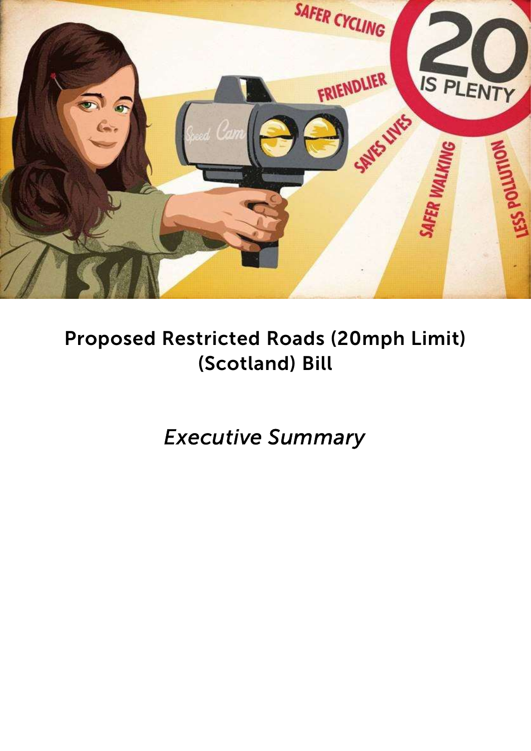# Proposed Restricted Roads (20mph Limit) (Scotland) Bill

*Executive Summary*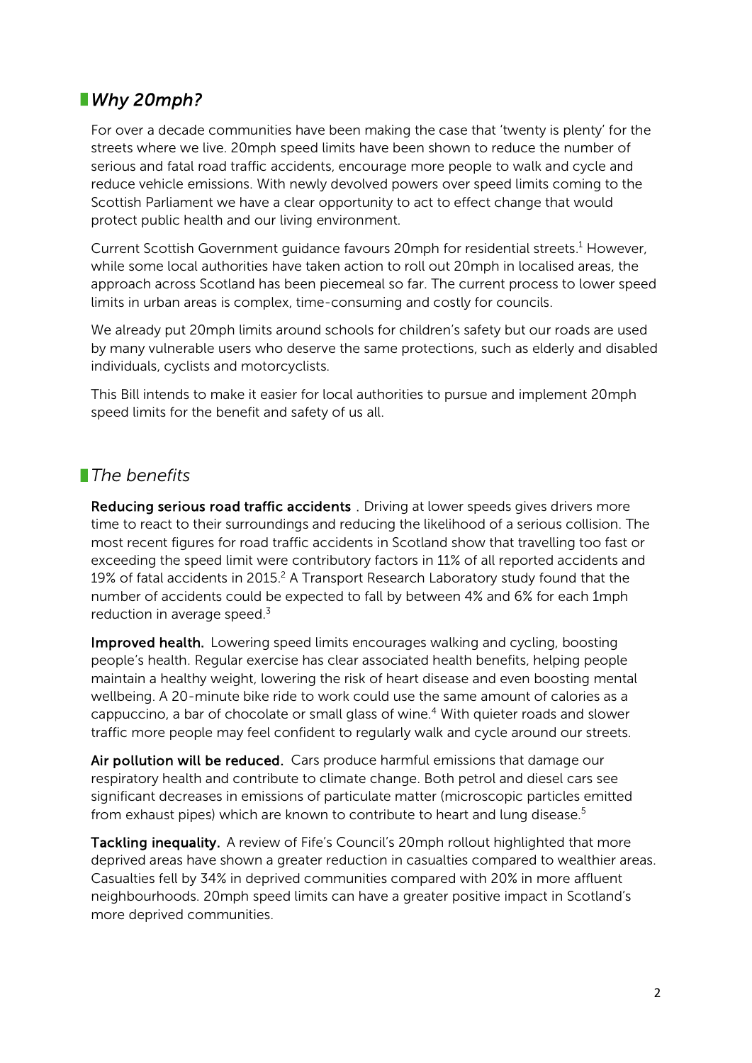## *Why 20mph?*

For over a decade communities have been making the case that 'twenty is plenty' for the streets where we live. 20mph speed limits have been shown to reduce the number of serious and fatal road traffic accidents, encourage more people to walk and cycle and reduce vehicle emissions. With newly devolved powers over speed limits coming to the Scottish Parliament we have a clear opportunity to act to effect change that would protect public health and our living environment.

Current Scottish Government guidance favours 20mph for residential streets.[1] However, while some local authorities have taken action to roll out 20mph in localised areas, the approach across Scotland has been piecemeal so far. The current process to lower speed limits in urban areas is complex, time-consuming and costly for councils.

We already put 20mph limits around schools for children's safety but our roads are used by many vulnerable users who deserve the same protections, such as elderly and disabled individuals, cyclists and motorcyclists.

This Bill intends to make it easier for local authorities to pursue and implement 20mph speed limits for the benefit and safety of us all.

## *The benefits*

**Reducing serious road traffic accidents** . Driving at lower speeds gives drivers more time to react to their surroundings and reducing the likelihood of a serious collision. The most recent figures for road traffic accidents in Scotland show that travelling too fast or exceeding the speed limit were contributory factors in 11% of all reported accidents and 19% of fatal accidents in 2015.[2] A Transport Research Laboratory study found that the number of accidents could be expected to fall by between 4% and 6% for each 1mph reduction in average speed.[3]

**Improved health.** Lowering speed limits encourages walking and cycling, boosting people's health. Regular exercise has clear associated health benefits, helping people maintain a healthy weight, lowering the risk of heart disease and even boosting mental wellbeing. A 20-minute bike ride to work could use the same amount of calories as a cappuccino, a bar of chocolate or small glass of wine.[4] With quieter roads and slower traffic more people may feel confident to regularly walk and cycle around our streets.

**Air pollution will be reduced.** Cars produce harmful emissions that damage our respiratory health and contribute to climate change. Both petrol and diesel cars see significant decreases in emissions of particulate matter (microscopic particles emitted from exhaust pipes) which are known to contribute to heart and lung disease.[5]

**Tackling inequality.** A review of Fife's Council's 20mph rollout highlighted that more deprived areas have shown a greater reduction in casualties compared to wealthier areas. Casualties fell by 34% in deprived communities compared with 20% in more affluent neighbourhoods. 20mph speed limits can have a greater positive impact in Scotland's more deprived communities.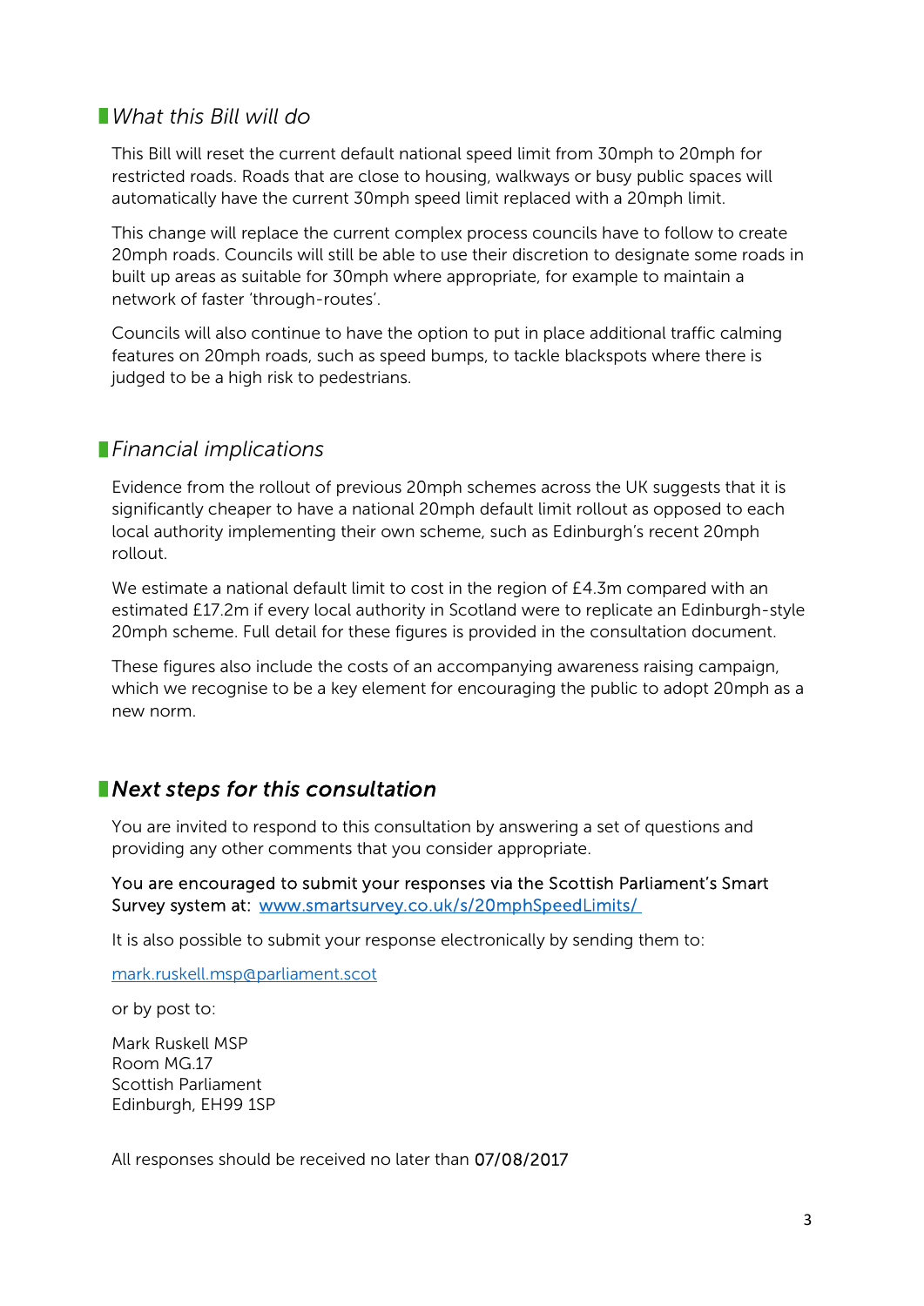## *What this Bill will do*

This Bill will reset the current default national speed limit from 30mph to 20mph for restricted roads. Roads that are close to housing, walkways or busy public spaces will automatically have the current 30mph speed limit replaced with a 20mph limit.

This change will replace the current complex process councils have to follow to create 20mph roads. Councils will still be able to use their discretion to designate some roads in built up areas as suitable for 30mph where appropriate, for example to maintain a network of faster 'through-routes'.

Councils will also continue to have the option to put in place additional traffic calming features on 20mph roads, such as speed bumps, to tackle blackspots where there is judged to be a high risk to pedestrians.

## *Financial implications*

Evidence from the rollout of previous 20mph schemes across the UK suggests that it is significantly cheaper to have a national 20mph default limit rollout as opposed to each local authority implementing their own scheme, such as Edinburgh's recent 20mph rollout.

We estimate a national default limit to cost in the region of £4.3m compared with an estimated £17.2m if every local authority in Scotland were to replicate an Edinburgh-style 20mph scheme. Full detail for these figures is provided in the consultation document.

These figures also include the costs of an accompanying awareness raising campaign, which we recognise to be a key element for encouraging the public to adopt 20mph as a new norm.

## ***Next steps for this consultation***

You are invited to respond to this consultation by answering a set of questions and providing any other comments that you consider appropriate.

You are encouraged to submit your responses via the Scottish Parliament's Smart Survey system at: [www.smartsurvey.co.uk/s/20mphSpeedLimits/](www.smartsurvey.co.uk/s/20mphSpeedLimits/)

It is also possible to submit your response electronically by sending them to:

[mark.ruskell.msp@parliament.scot](mailto:mark.ruskell.msp@parliament.scot)

or by post to:

Mark Ruskell MSP
Room MG.17
Scottish Parliament
Edinburgh, EH99 1SP

All responses should be received no later than 07/08/2017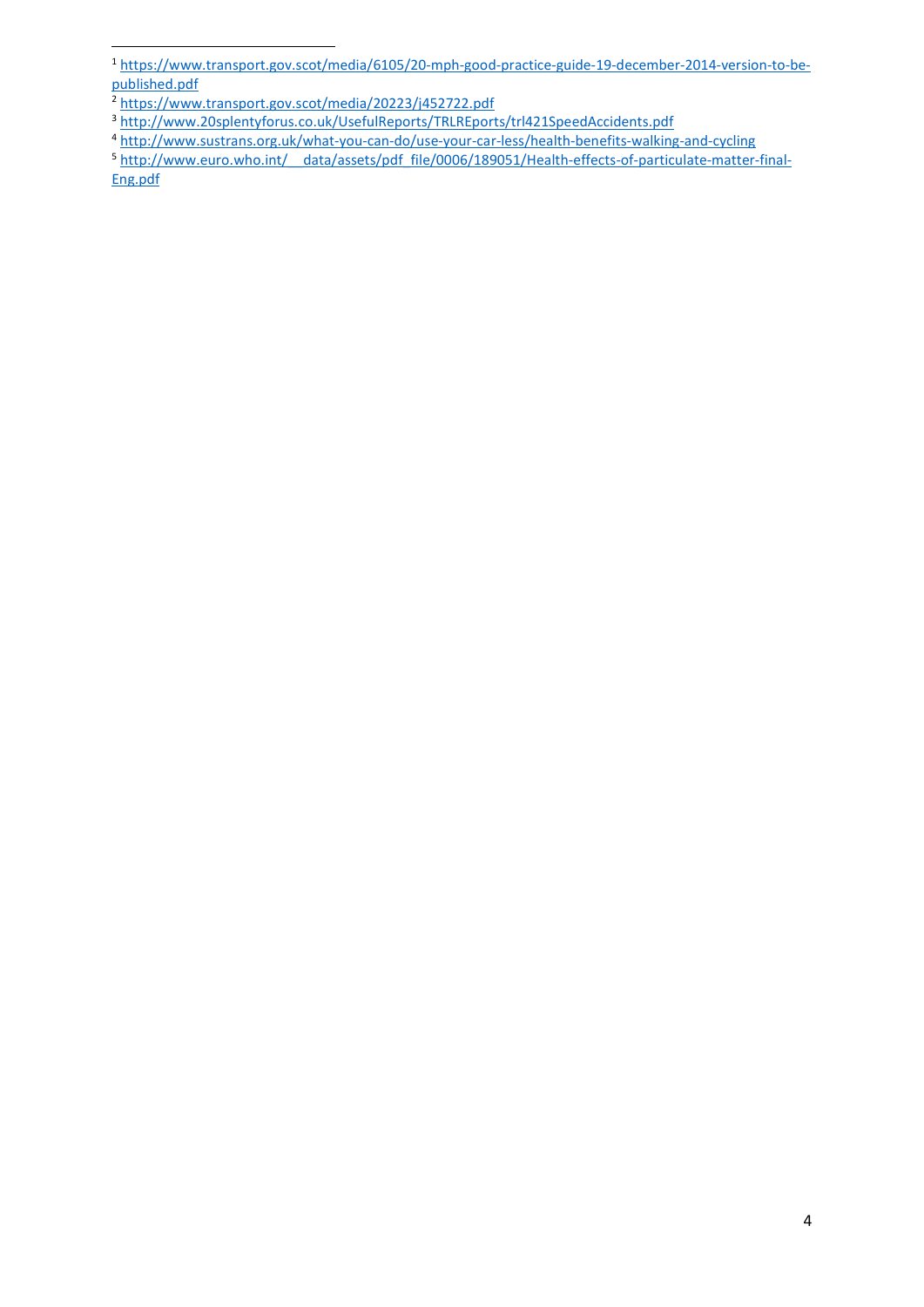[1] https://www.transport.gov.scot/media/6105/20-mph-good-practice-guide-19-december-2014-version-to-be-published.pdf

[2] https://www.transport.gov.scot/media/20223/j452722.pdf

[3] http://www.20splentyforus.co.uk/UsefulReports/TRLREports/trl421SpeedAccidents.pdf

[4] http://www.sustrans.org.uk/what-you-can-do/use-your-car-less/health-benefits-walking-and-cycling

[5] http://www.euro.who.int/__data/assets/pdf_file/0006/189051/Health-effects-of-particulate-matter-final-Eng.pdf